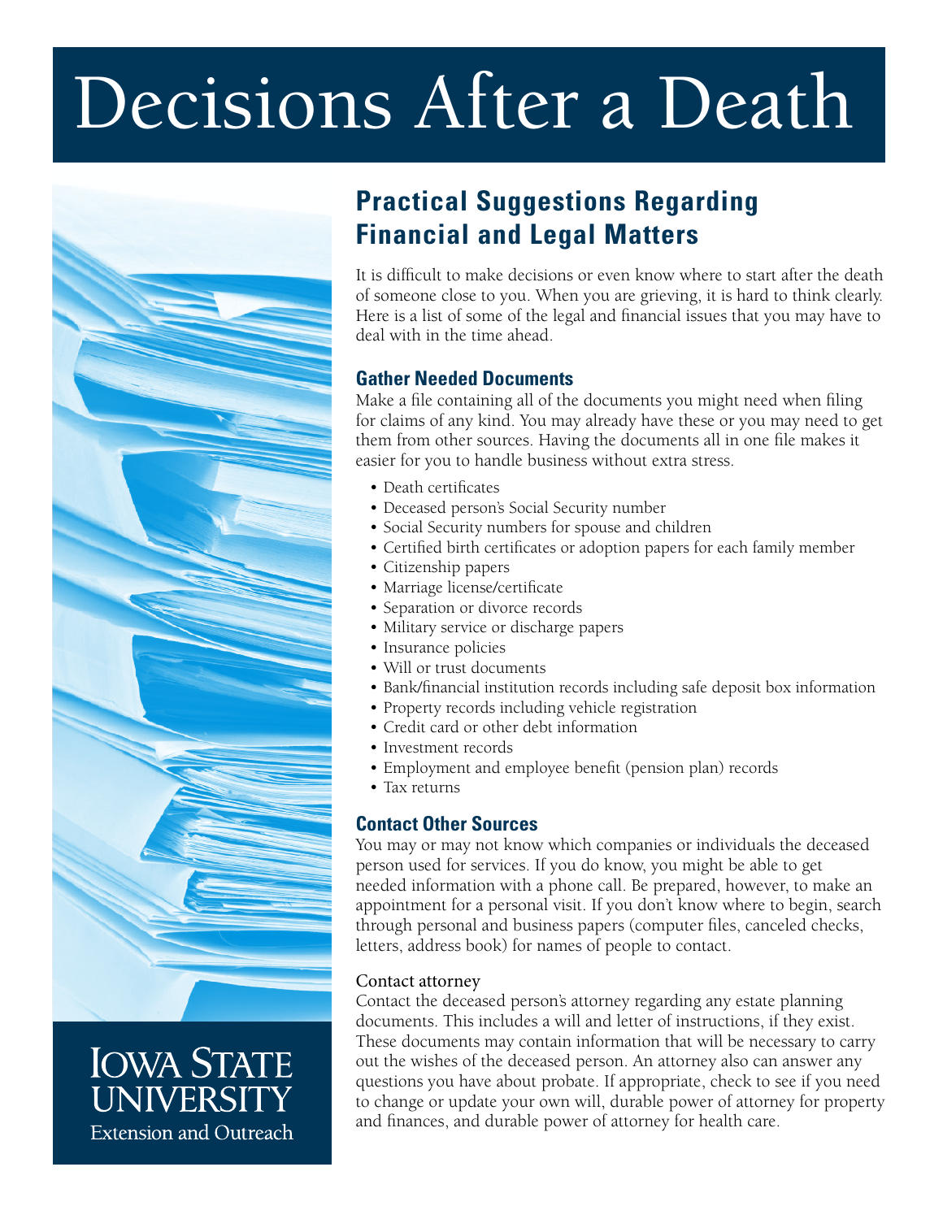# Decisions After a Death

## Practical Suggestions Regarding Financial and Legal Matters

It is difficult to make decisions or even know where to start after the death of someone close to you. When you are grieving, it is hard to think clearly. Here is a list of some of the legal and financial issues that you may have to deal with in the time ahead.

### Gather Needed Documents

Make a file containing all of the documents you might need when filing for claims of any kind. You may already have these or you may need to get them from other sources. Having the documents all in one file makes it easier for you to handle business without extra stress.

- Death certificates
- Deceased person's Social Security number
- Social Security numbers for spouse and children
- Certified birth certificates or adoption papers for each family member
- Citizenship papers
- Marriage license/certificate
- Separation or divorce records
- Military service or discharge papers
- Insurance policies
- Will or trust documents
- Bank/financial institution records including safe deposit box information
- Property records including vehicle registration
- Credit card or other debt information
- Investment records
- Employment and employee benefit (pension plan) records
- Tax returns

### Contact Other Sources

You may or may not know which companies or individuals the deceased person used for services. If you do know, you might be able to get needed information with a phone call. Be prepared, however, to make an appointment for a personal visit. If you don't know where to begin, search through personal and business papers (computer files, canceled checks, letters, address book) for names of people to contact.

#### Contact attorney

Contact the deceased person's attorney regarding any estate planning documents. This includes a will and letter of instructions, if they exist. These documents may contain information that will be necessary to carry out the wishes of the deceased person. An attorney also can answer any questions you have about probate. If appropriate, check to see if you need to change or update your own will, durable power of attorney for property and finances, and durable power of attorney for health care.

Iowa State University Extension and Outreach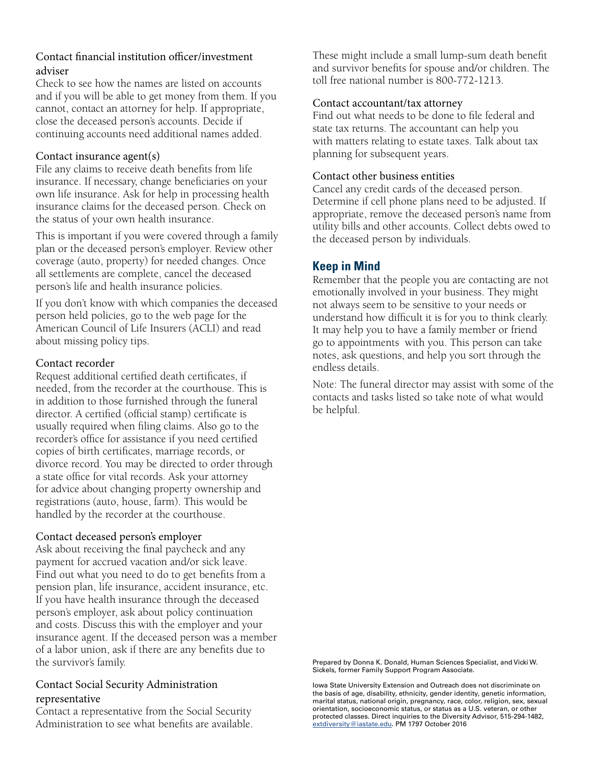### Contact financial institution officer/investment adviser

Check to see how the names are listed on accounts and if you will be able to get money from them. If you cannot, contact an attorney for help. If appropriate, close the deceased person's accounts. Decide if continuing accounts need additional names added.

### Contact insurance agent(s)

File any claims to receive death benefits from life insurance. If necessary, change beneficiaries on your own life insurance. Ask for help in processing health insurance claims for the deceased person. Check on the status of your own health insurance.

This is important if you were covered through a family plan or the deceased person's employer. Review other coverage (auto, property) for needed changes. Once all settlements are complete, cancel the deceased person's life and health insurance policies.

If you don't know with which companies the deceased person held policies, go to the web page for the American Council of Life Insurers (ACLI) and read about missing policy tips.

### Contact recorder

Request additional certified death certificates, if needed, from the recorder at the courthouse. This is in addition to those furnished through the funeral director. A certified (official stamp) certificate is usually required when filing claims. Also go to the recorder's office for assistance if you need certified copies of birth certificates, marriage records, or divorce record. You may be directed to order through a state office for vital records. Ask your attorney for advice about changing property ownership and registrations (auto, house, farm). This would be handled by the recorder at the courthouse.

### Contact deceased person's employer

Ask about receiving the final paycheck and any payment for accrued vacation and/or sick leave. Find out what you need to do to get benefits from a pension plan, life insurance, accident insurance, etc. If you have health insurance through the deceased person's employer, ask about policy continuation and costs. Discuss this with the employer and your insurance agent. If the deceased person was a member of a labor union, ask if there are any benefits due to the survivor's family.

### Contact Social Security Administration representative

Contact a representative from the Social Security Administration to see what benefits are available. These might include a small lump-sum death benefit and survivor benefits for spouse and/or children. The toll free national number is 800-772-1213.

### Contact accountant/tax attorney

Find out what needs to be done to file federal and state tax returns. The accountant can help you with matters relating to estate taxes. Talk about tax planning for subsequent years.

### Contact other business entities

Cancel any credit cards of the deceased person. Determine if cell phone plans need to be adjusted. If appropriate, remove the deceased person's name from utility bills and other accounts. Collect debts owed to the deceased person by individuals.

## Keep in Mind

Remember that the people you are contacting are not emotionally involved in your business. They might not always seem to be sensitive to your needs or understand how difficult it is for you to think clearly. It may help you to have a family member or friend go to appointments with you. This person can take notes, ask questions, and help you sort through the endless details.

Note: The funeral director may assist with some of the contacts and tasks listed so take note of what would be helpful.

Prepared by Donna K. Donald, Human Sciences Specialist, and Vicki W. Sickels, former Family Support Program Associate.

Iowa State University Extension and Outreach does not discriminate on the basis of age, disability, ethnicity, gender identity, genetic information, marital status, national origin, pregnancy, race, color, religion, sex, sexual orientation, socioeconomic status, or status as a U.S. veteran, or other protected classes. Direct inquiries to the Diversity Advisor, 515-294-1482, extdiversity@iastate.edu. PM 1797 October 2016